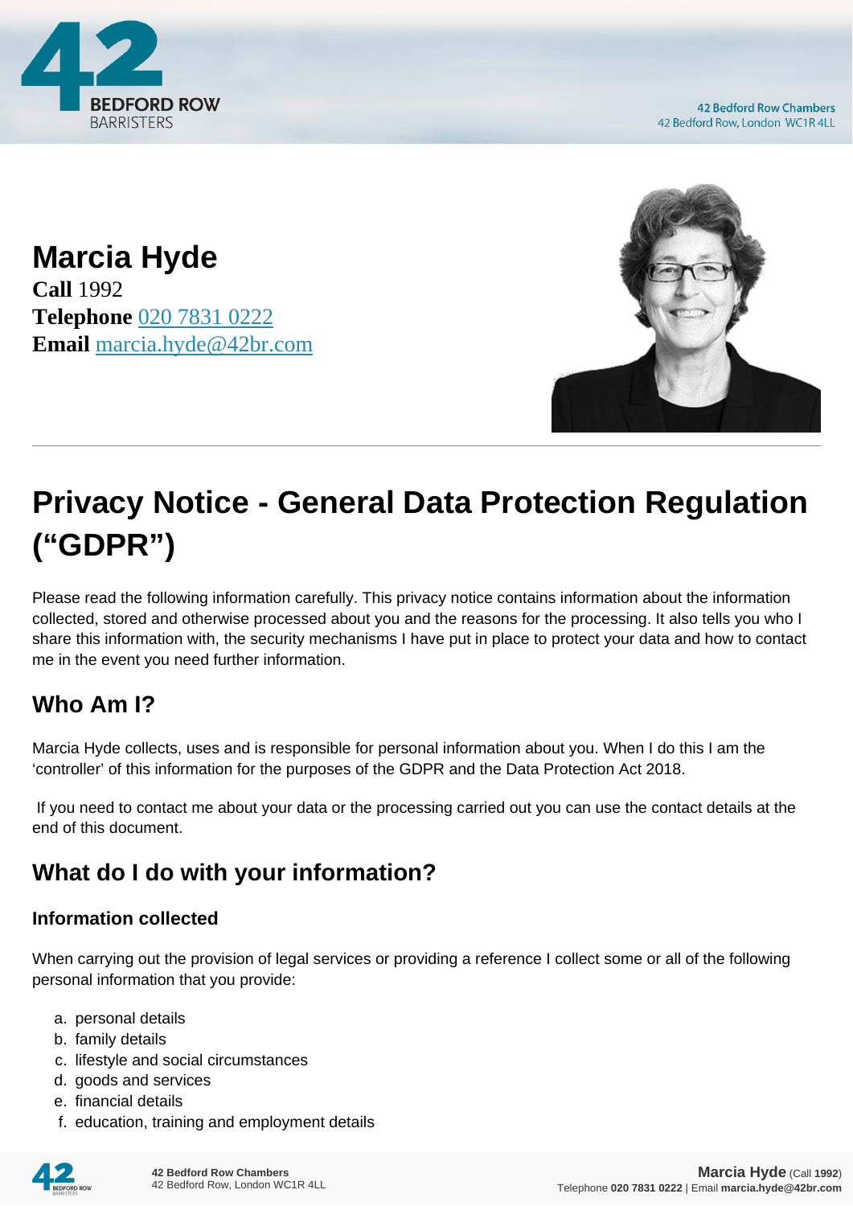# Marcia Hyde

**Call** 1992
**Telephone** 020 7831 0222
**Email** marcia.hyde@42br.com

# Privacy Notice - General Data Protection Regulation ("GDPR")

Please read the following information carefully. This privacy notice contains information about the information collected, stored and otherwise processed about you and the reasons for the processing. It also tells you who I share this information with, the security mechanisms I have put in place to protect your data and how to contact me in the event you need further information.

## Who Am I?

Marcia Hyde collects, uses and is responsible for personal information about you. When I do this I am the 'controller' of this information for the purposes of the GDPR and the Data Protection Act 2018.

If you need to contact me about your data or the processing carried out you can use the contact details at the end of this document.

## What do I do with your information?

### Information collected

When carrying out the provision of legal services or providing a reference I collect some or all of the following personal information that you provide:

a. personal details
b. family details
c. lifestyle and social circumstances
d. goods and services
e. financial details
f. education, training and employment details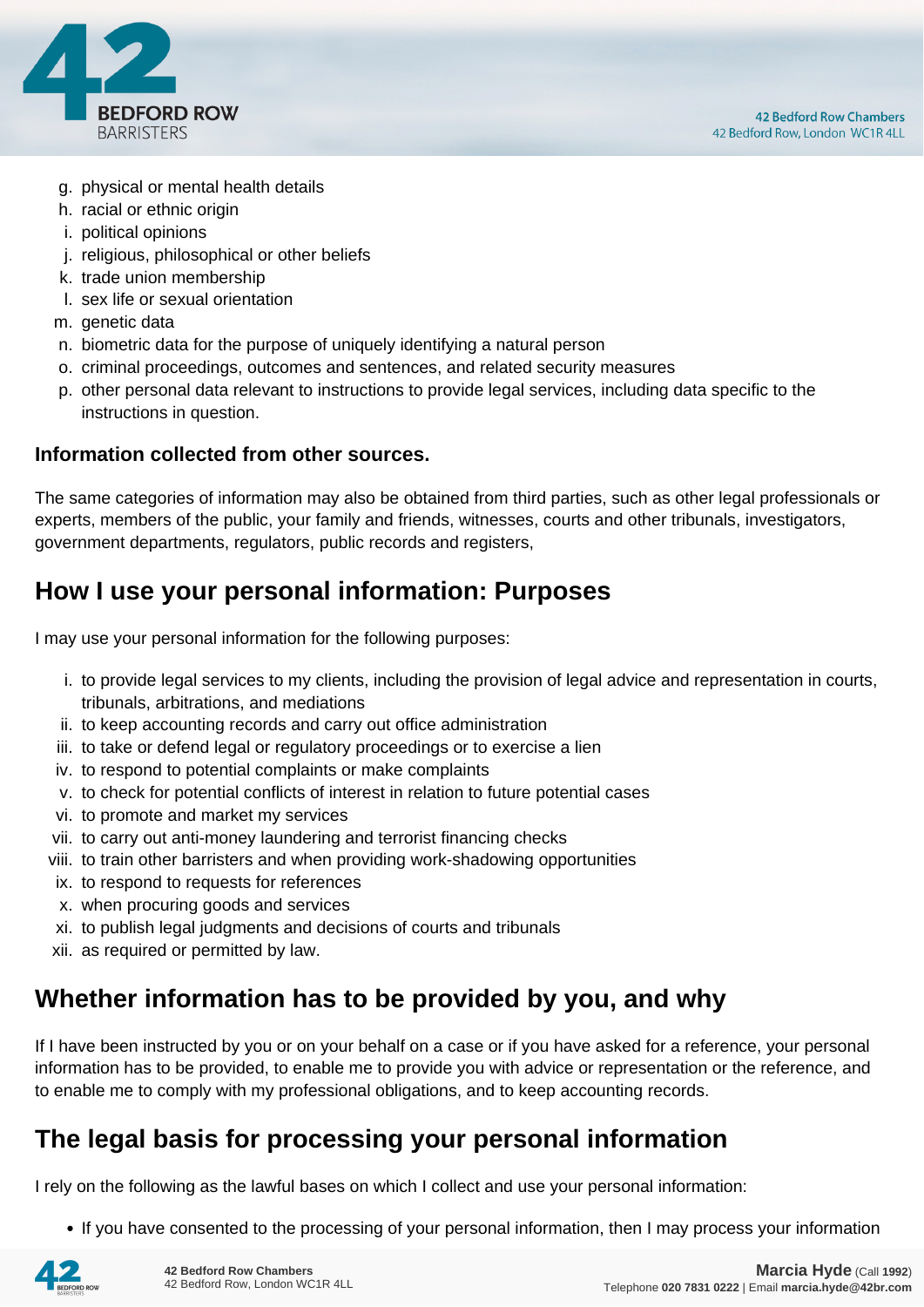g. physical or mental health details
h. racial or ethnic origin
i. political opinions
j. religious, philosophical or other beliefs
k. trade union membership
l. sex life or sexual orientation
m. genetic data
n. biometric data for the purpose of uniquely identifying a natural person
o. criminal proceedings, outcomes and sentences, and related security measures
p. other personal data relevant to instructions to provide legal services, including data specific to the instructions in question.

**Information collected from other sources.**

The same categories of information may also be obtained from third parties, such as other legal professionals or experts, members of the public, your family and friends, witnesses, courts and other tribunals, investigators, government departments, regulators, public records and registers,

## How I use your personal information: Purposes

I may use your personal information for the following purposes:

i. to provide legal services to my clients, including the provision of legal advice and representation in courts, tribunals, arbitrations, and mediations
ii. to keep accounting records and carry out office administration
iii. to take or defend legal or regulatory proceedings or to exercise a lien
iv. to respond to potential complaints or make complaints
v. to check for potential conflicts of interest in relation to future potential cases
vi. to promote and market my services
vii. to carry out anti-money laundering and terrorist financing checks
viii. to train other barristers and when providing work-shadowing opportunities
ix. to respond to requests for references
x. when procuring goods and services
xi. to publish legal judgments and decisions of courts and tribunals
xii. as required or permitted by law.

## Whether information has to be provided by you, and why

If I have been instructed by you or on your behalf on a case or if you have asked for a reference, your personal information has to be provided, to enable me to provide you with advice or representation or the reference, and to enable me to comply with my professional obligations, and to keep accounting records.

## The legal basis for processing your personal information

I rely on the following as the lawful bases on which I collect and use your personal information:

- If you have consented to the processing of your personal information, then I may process your information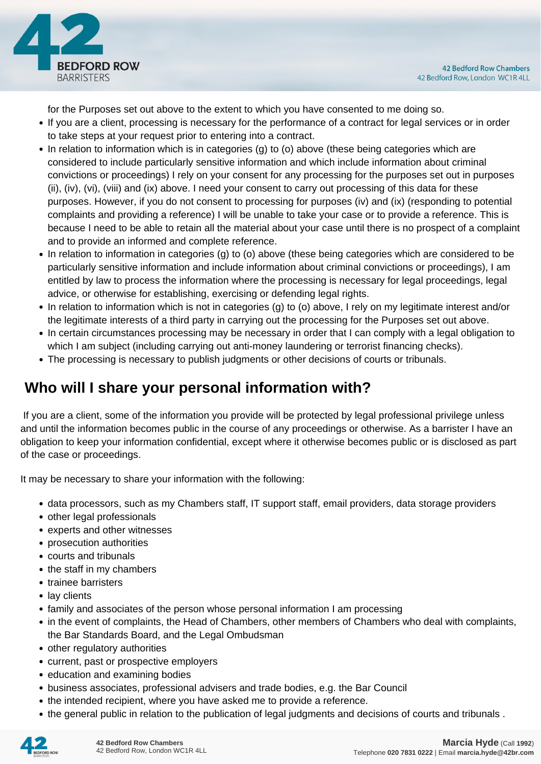for the Purposes set out above to the extent to which you have consented to me doing so.

- If you are a client, processing is necessary for the performance of a contract for legal services or in order to take steps at your request prior to entering into a contract.
- In relation to information which is in categories (g) to (o) above (these being categories which are considered to include particularly sensitive information and which include information about criminal convictions or proceedings) I rely on your consent for any processing for the purposes set out in purposes (ii), (iv), (vi), (viii) and (ix) above. I need your consent to carry out processing of this data for these purposes. However, if you do not consent to processing for purposes (iv) and (ix) (responding to potential complaints and providing a reference) I will be unable to take your case or to provide a reference. This is because I need to be able to retain all the material about your case until there is no prospect of a complaint and to provide an informed and complete reference.
- In relation to information in categories (g) to (o) above (these being categories which are considered to be particularly sensitive information and include information about criminal convictions or proceedings), I am entitled by law to process the information where the processing is necessary for legal proceedings, legal advice, or otherwise for establishing, exercising or defending legal rights.
- In relation to information which is not in categories (g) to (o) above, I rely on my legitimate interest and/or the legitimate interests of a third party in carrying out the processing for the Purposes set out above.
- In certain circumstances processing may be necessary in order that I can comply with a legal obligation to which I am subject (including carrying out anti-money laundering or terrorist financing checks).
- The processing is necessary to publish judgments or other decisions of courts or tribunals.

## Who will I share your personal information with?

If you are a client, some of the information you provide will be protected by legal professional privilege unless and until the information becomes public in the course of any proceedings or otherwise. As a barrister I have an obligation to keep your information confidential, except where it otherwise becomes public or is disclosed as part of the case or proceedings.

It may be necessary to share your information with the following:

- data processors, such as my Chambers staff, IT support staff, email providers, data storage providers
- other legal professionals
- experts and other witnesses
- prosecution authorities
- courts and tribunals
- the staff in my chambers
- trainee barristers
- lay clients
- family and associates of the person whose personal information I am processing
- in the event of complaints, the Head of Chambers, other members of Chambers who deal with complaints, the Bar Standards Board, and the Legal Ombudsman
- other regulatory authorities
- current, past or prospective employers
- education and examining bodies
- business associates, professional advisers and trade bodies, e.g. the Bar Council
- the intended recipient, where you have asked me to provide a reference.
- the general public in relation to the publication of legal judgments and decisions of courts and tribunals .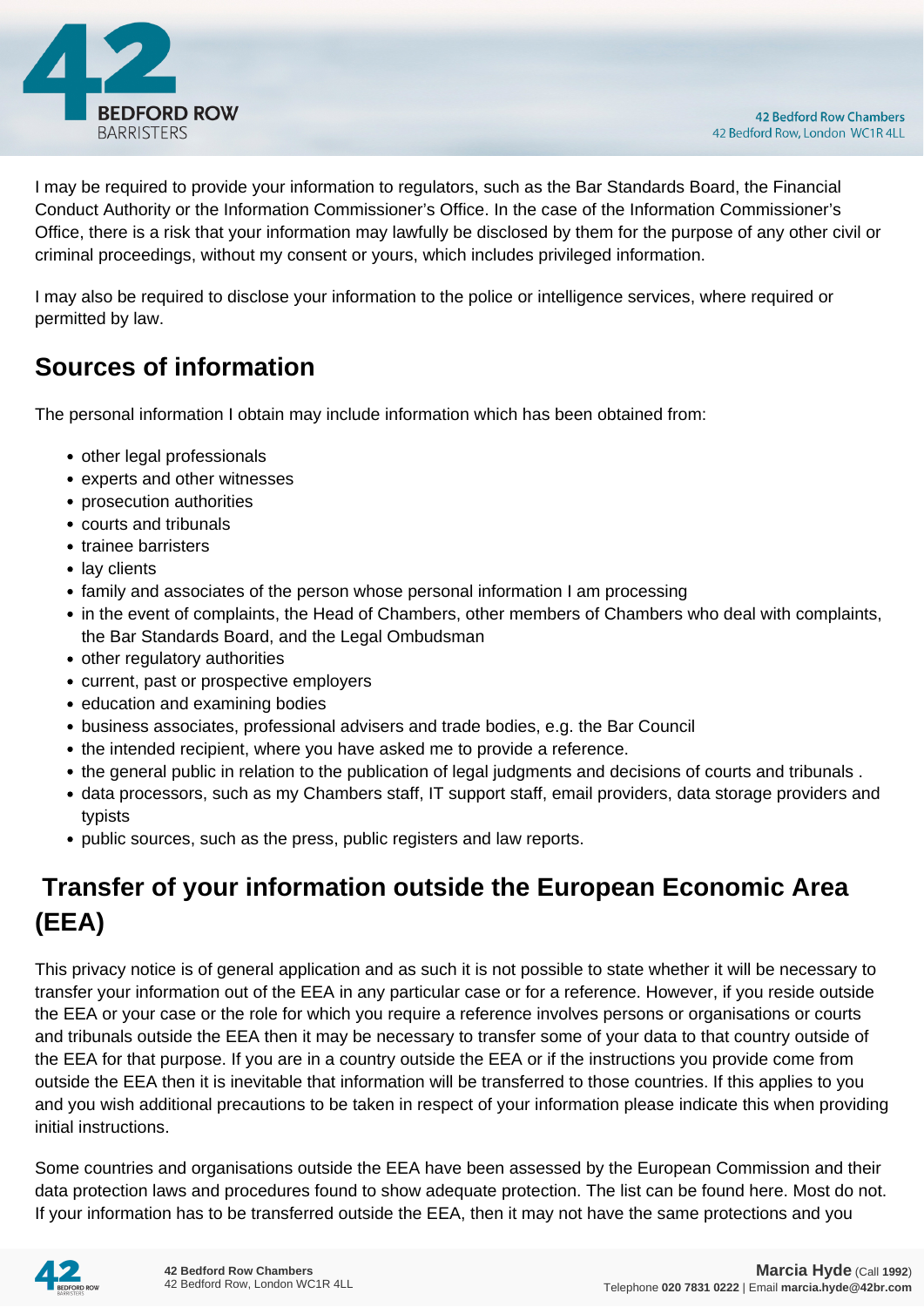I may be required to provide your information to regulators, such as the Bar Standards Board, the Financial Conduct Authority or the Information Commissioner's Office. In the case of the Information Commissioner's Office, there is a risk that your information may lawfully be disclosed by them for the purpose of any other civil or criminal proceedings, without my consent or yours, which includes privileged information.

I may also be required to disclose your information to the police or intelligence services, where required or permitted by law.

## Sources of information

The personal information I obtain may include information which has been obtained from:

- other legal professionals
- experts and other witnesses
- prosecution authorities
- courts and tribunals
- trainee barristers
- lay clients
- family and associates of the person whose personal information I am processing
- in the event of complaints, the Head of Chambers, other members of Chambers who deal with complaints, the Bar Standards Board, and the Legal Ombudsman
- other regulatory authorities
- current, past or prospective employers
- education and examining bodies
- business associates, professional advisers and trade bodies, e.g. the Bar Council
- the intended recipient, where you have asked me to provide a reference.
- the general public in relation to the publication of legal judgments and decisions of courts and tribunals .
- data processors, such as my Chambers staff, IT support staff, email providers, data storage providers and typists
- public sources, such as the press, public registers and law reports.

## Transfer of your information outside the European Economic Area (EEA)

This privacy notice is of general application and as such it is not possible to state whether it will be necessary to transfer your information out of the EEA in any particular case or for a reference. However, if you reside outside the EEA or your case or the role for which you require a reference involves persons or organisations or courts and tribunals outside the EEA then it may be necessary to transfer some of your data to that country outside of the EEA for that purpose. If you are in a country outside the EEA or if the instructions you provide come from outside the EEA then it is inevitable that information will be transferred to those countries. If this applies to you and you wish additional precautions to be taken in respect of your information please indicate this when providing initial instructions.

Some countries and organisations outside the EEA have been assessed by the European Commission and their data protection laws and procedures found to show adequate protection. The list can be found here. Most do not. If your information has to be transferred outside the EEA, then it may not have the same protections and you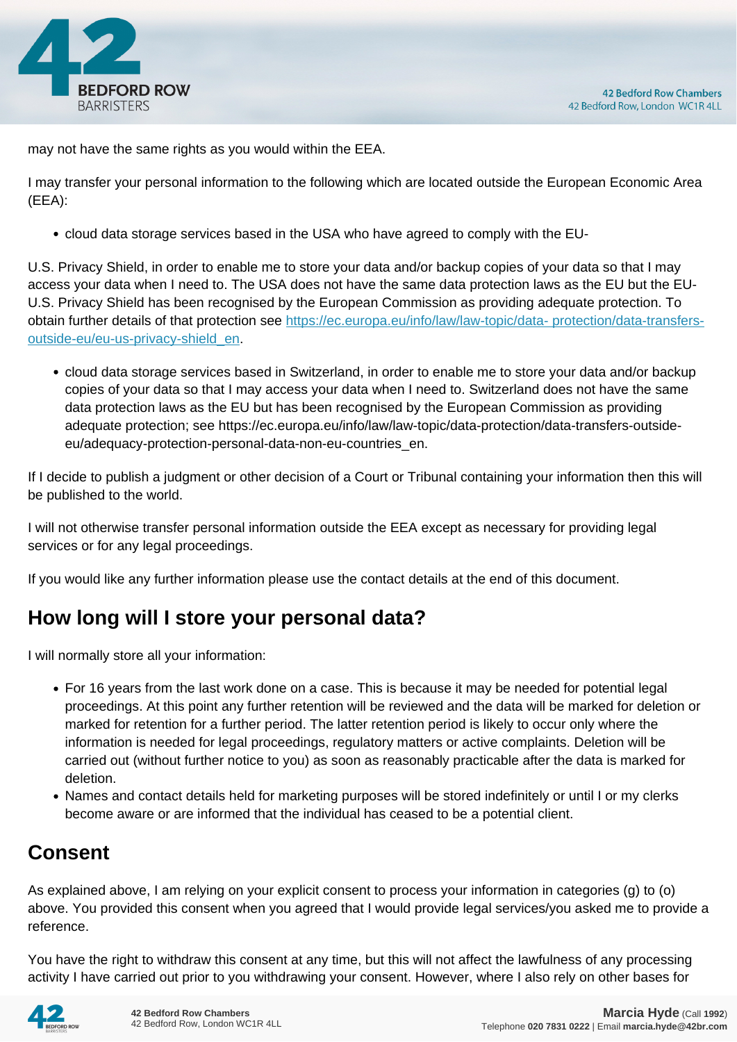may not have the same rights as you would within the EEA.

I may transfer your personal information to the following which are located outside the European Economic Area (EEA):

- cloud data storage services based in the USA who have agreed to comply with the EU-

U.S. Privacy Shield, in order to enable me to store your data and/or backup copies of your data so that I may access your data when I need to. The USA does not have the same data protection laws as the EU but the EU-U.S. Privacy Shield has been recognised by the European Commission as providing adequate protection. To obtain further details of that protection see [https://ec.europa.eu/info/law/law-topic/data- protection/data-transfers-outside-eu/eu-us-privacy-shield_en](https://ec.europa.eu/info/law/law-topic/data-protection/data-transfers-outside-eu/eu-us-privacy-shield_en).

- cloud data storage services based in Switzerland, in order to enable me to store your data and/or backup copies of your data so that I may access your data when I need to. Switzerland does not have the same data protection laws as the EU but has been recognised by the European Commission as providing adequate protection; see https://ec.europa.eu/info/law/law-topic/data-protection/data-transfers-outside-eu/adequacy-protection-personal-data-non-eu-countries_en.

If I decide to publish a judgment or other decision of a Court or Tribunal containing your information then this will be published to the world.

I will not otherwise transfer personal information outside the EEA except as necessary for providing legal services or for any legal proceedings.

If you would like any further information please use the contact details at the end of this document.

## How long will I store your personal data?

I will normally store all your information:

- For 16 years from the last work done on a case. This is because it may be needed for potential legal proceedings. At this point any further retention will be reviewed and the data will be marked for deletion or marked for retention for a further period. The latter retention period is likely to occur only where the information is needed for legal proceedings, regulatory matters or active complaints. Deletion will be carried out (without further notice to you) as soon as reasonably practicable after the data is marked for deletion.
- Names and contact details held for marketing purposes will be stored indefinitely or until I or my clerks become aware or are informed that the individual has ceased to be a potential client.

## Consent

As explained above, I am relying on your explicit consent to process your information in categories (g) to (o) above. You provided this consent when you agreed that I would provide legal services/you asked me to provide a reference.

You have the right to withdraw this consent at any time, but this will not affect the lawfulness of any processing activity I have carried out prior to you withdrawing your consent. However, where I also rely on other bases for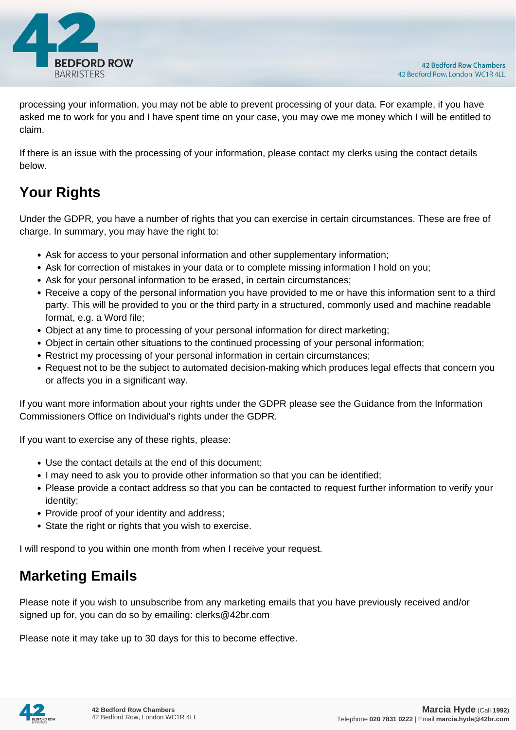processing your information, you may not be able to prevent processing of your data. For example, if you have asked me to work for you and I have spent time on your case, you may owe me money which I will be entitled to claim.

If there is an issue with the processing of your information, please contact my clerks using the contact details below.

## Your Rights

Under the GDPR, you have a number of rights that you can exercise in certain circumstances. These are free of charge. In summary, you may have the right to:

- Ask for access to your personal information and other supplementary information;
- Ask for correction of mistakes in your data or to complete missing information I hold on you;
- Ask for your personal information to be erased, in certain circumstances;
- Receive a copy of the personal information you have provided to me or have this information sent to a third party. This will be provided to you or the third party in a structured, commonly used and machine readable format, e.g. a Word file;
- Object at any time to processing of your personal information for direct marketing;
- Object in certain other situations to the continued processing of your personal information;
- Restrict my processing of your personal information in certain circumstances;
- Request not to be the subject to automated decision-making which produces legal effects that concern you or affects you in a significant way.

If you want more information about your rights under the GDPR please see the Guidance from the Information Commissioners Office on Individual's rights under the GDPR.

If you want to exercise any of these rights, please:

- Use the contact details at the end of this document;
- I may need to ask you to provide other information so that you can be identified;
- Please provide a contact address so that you can be contacted to request further information to verify your identity;
- Provide proof of your identity and address;
- State the right or rights that you wish to exercise.

I will respond to you within one month from when I receive your request.

## Marketing Emails

Please note if you wish to unsubscribe from any marketing emails that you have previously received and/or signed up for, you can do so by emailing: clerks@42br.com

Please note it may take up to 30 days for this to become effective.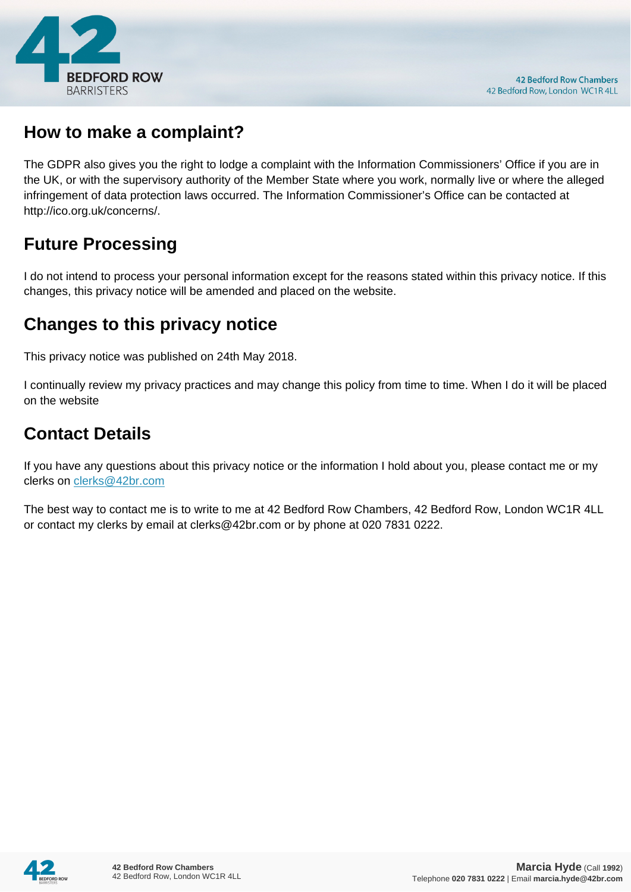## How to make a complaint?

The GDPR also gives you the right to lodge a complaint with the Information Commissioners' Office if you are in the UK, or with the supervisory authority of the Member State where you work, normally live or where the alleged infringement of data protection laws occurred. The Information Commissioner's Office can be contacted at http://ico.org.uk/concerns/.

## Future Processing

I do not intend to process your personal information except for the reasons stated within this privacy notice. If this changes, this privacy notice will be amended and placed on the website.

## Changes to this privacy notice

This privacy notice was published on 24th May 2018.

I continually review my privacy practices and may change this policy from time to time. When I do it will be placed on the website

## Contact Details

If you have any questions about this privacy notice or the information I hold about you, please contact me or my clerks on [clerks@42br.com](mailto:clerks@42br.com)

The best way to contact me is to write to me at 42 Bedford Row Chambers, 42 Bedford Row, London WC1R 4LL or contact my clerks by email at clerks@42br.com or by phone at 020 7831 0222.